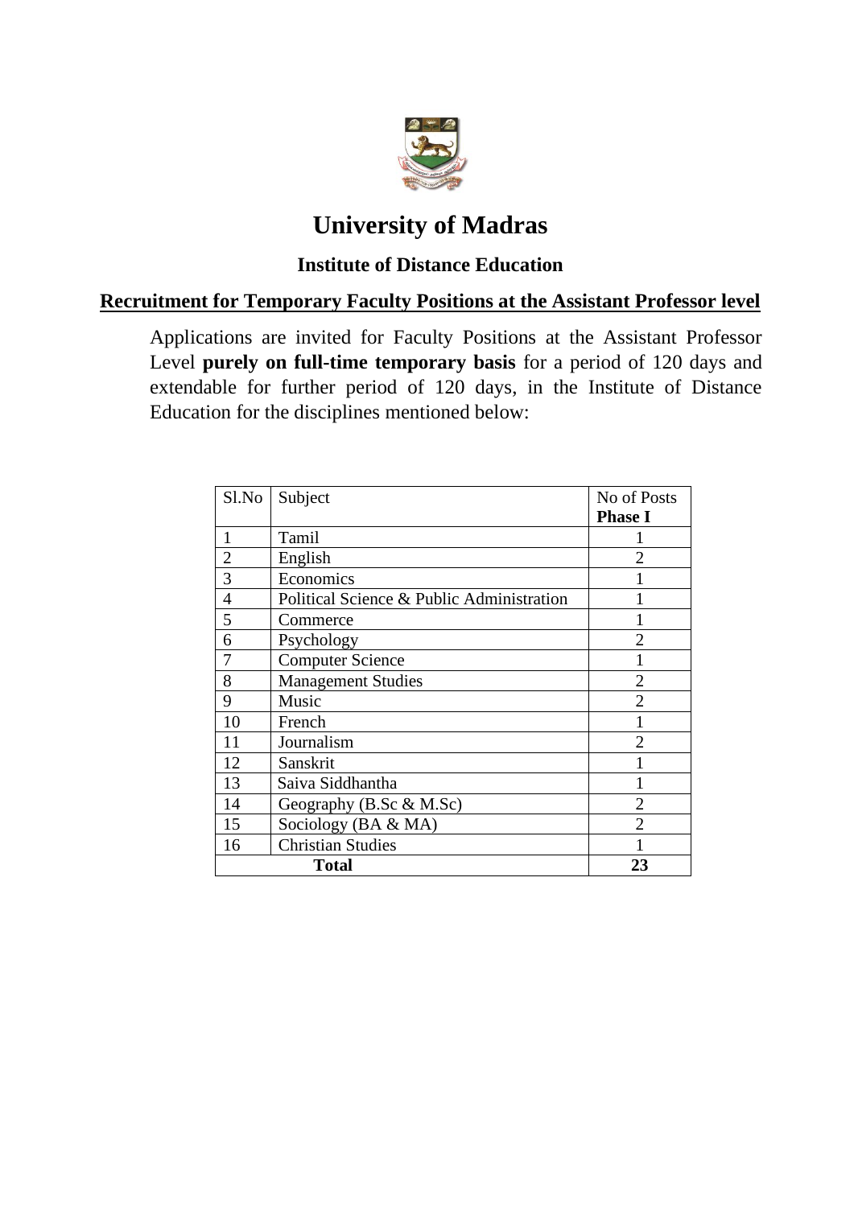# University of Madras

## Institute of Distance Education

### Recruitment for Temporary Faculty Positions at the Assistant Professor level

Applications are invited for Faculty Positions at the Assistant Professor Level **purely on full-time temporary basis** for a period of 120 days and extendable for further period of 120 days, in the Institute of Distance Education for the disciplines mentioned below:

| Sl.No | Subject | No of Posts **Phase I** |
|---|---|---|
| 1 | Tamil | 1 |
| 2 | English | 2 |
| 3 | Economics | 1 |
| 4 | Political Science & Public Administration | 1 |
| 5 | Commerce | 1 |
| 6 | Psychology | 2 |
| 7 | Computer Science | 1 |
| 8 | Management Studies | 2 |
| 9 | Music | 2 |
| 10 | French | 1 |
| 11 | Journalism | 2 |
| 12 | Sanskrit | 1 |
| 13 | Saiva Siddhantha | 1 |
| 14 | Geography (B.Sc & M.Sc) | 2 |
| 15 | Sociology (BA & MA) | 2 |
| 16 | Christian Studies | 1 |
| **Total** | | **23** |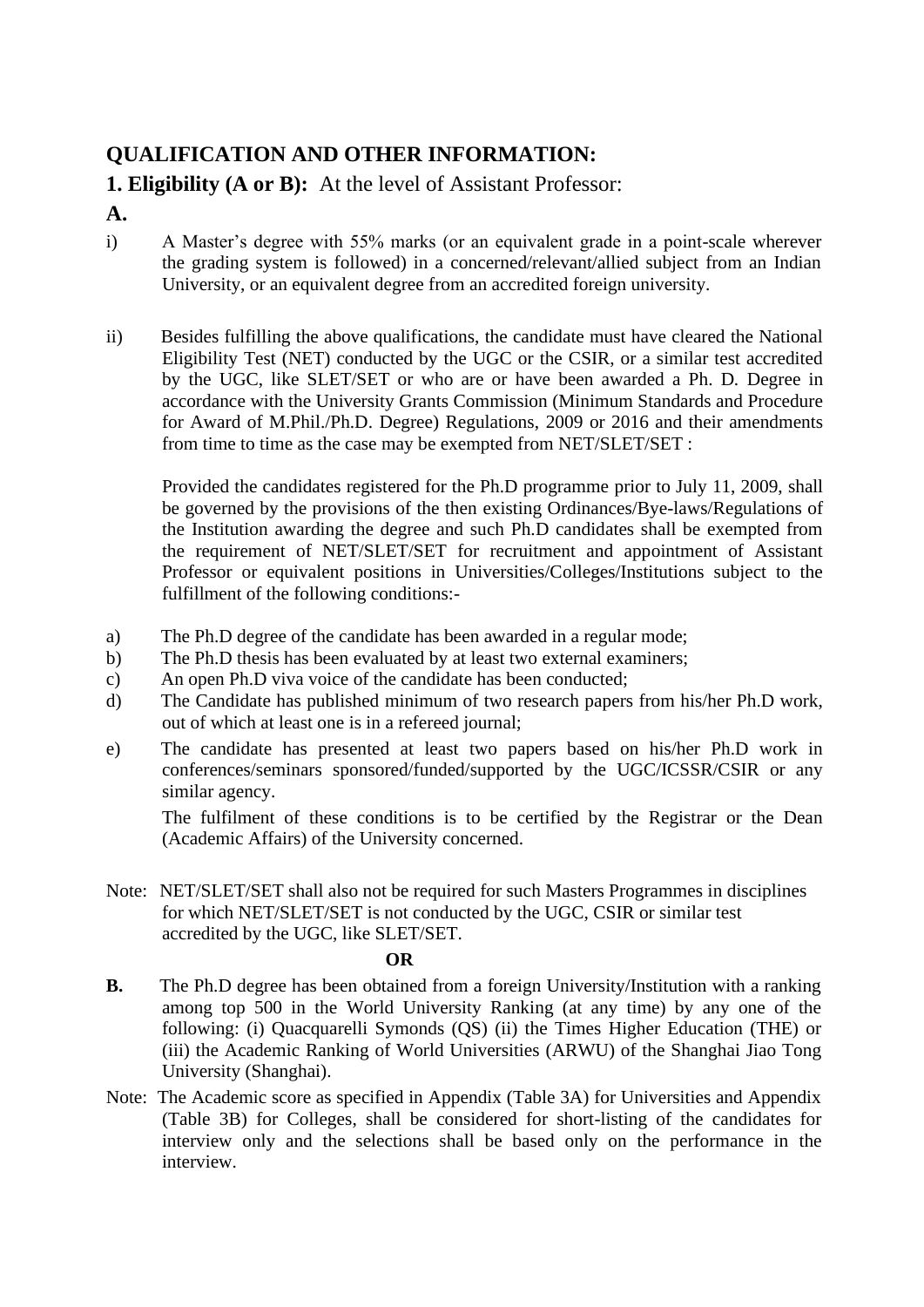## QUALIFICATION AND OTHER INFORMATION:

**1. Eligibility (A or B):** At the level of Assistant Professor:

**A.**

i) A Master's degree with 55% marks (or an equivalent grade in a point-scale wherever the grading system is followed) in a concerned/relevant/allied subject from an Indian University, or an equivalent degree from an accredited foreign university.

ii) Besides fulfilling the above qualifications, the candidate must have cleared the National Eligibility Test (NET) conducted by the UGC or the CSIR, or a similar test accredited by the UGC, like SLET/SET or who are or have been awarded a Ph. D. Degree in accordance with the University Grants Commission (Minimum Standards and Procedure for Award of M.Phil./Ph.D. Degree) Regulations, 2009 or 2016 and their amendments from time to time as the case may be exempted from NET/SLET/SET :

Provided the candidates registered for the Ph.D programme prior to July 11, 2009, shall be governed by the provisions of the then existing Ordinances/Bye-laws/Regulations of the Institution awarding the degree and such Ph.D candidates shall be exempted from the requirement of NET/SLET/SET for recruitment and appointment of Assistant Professor or equivalent positions in Universities/Colleges/Institutions subject to the fulfillment of the following conditions:-

a) The Ph.D degree of the candidate has been awarded in a regular mode;

b) The Ph.D thesis has been evaluated by at least two external examiners;

c) An open Ph.D viva voice of the candidate has been conducted;

d) The Candidate has published minimum of two research papers from his/her Ph.D work, out of which at least one is in a refereed journal;

e) The candidate has presented at least two papers based on his/her Ph.D work in conferences/seminars sponsored/funded/supported by the UGC/ICSSR/CSIR or any similar agency.

The fulfilment of these conditions is to be certified by the Registrar or the Dean (Academic Affairs) of the University concerned.

Note: NET/SLET/SET shall also not be required for such Masters Programmes in disciplines for which NET/SLET/SET is not conducted by the UGC, CSIR or similar test accredited by the UGC, like SLET/SET.

**OR**

**B.** The Ph.D degree has been obtained from a foreign University/Institution with a ranking among top 500 in the World University Ranking (at any time) by any one of the following: (i) Quacquarelli Symonds (QS) (ii) the Times Higher Education (THE) or (iii) the Academic Ranking of World Universities (ARWU) of the Shanghai Jiao Tong University (Shanghai).

Note: The Academic score as specified in Appendix (Table 3A) for Universities and Appendix (Table 3B) for Colleges, shall be considered for short-listing of the candidates for interview only and the selections shall be based only on the performance in the interview.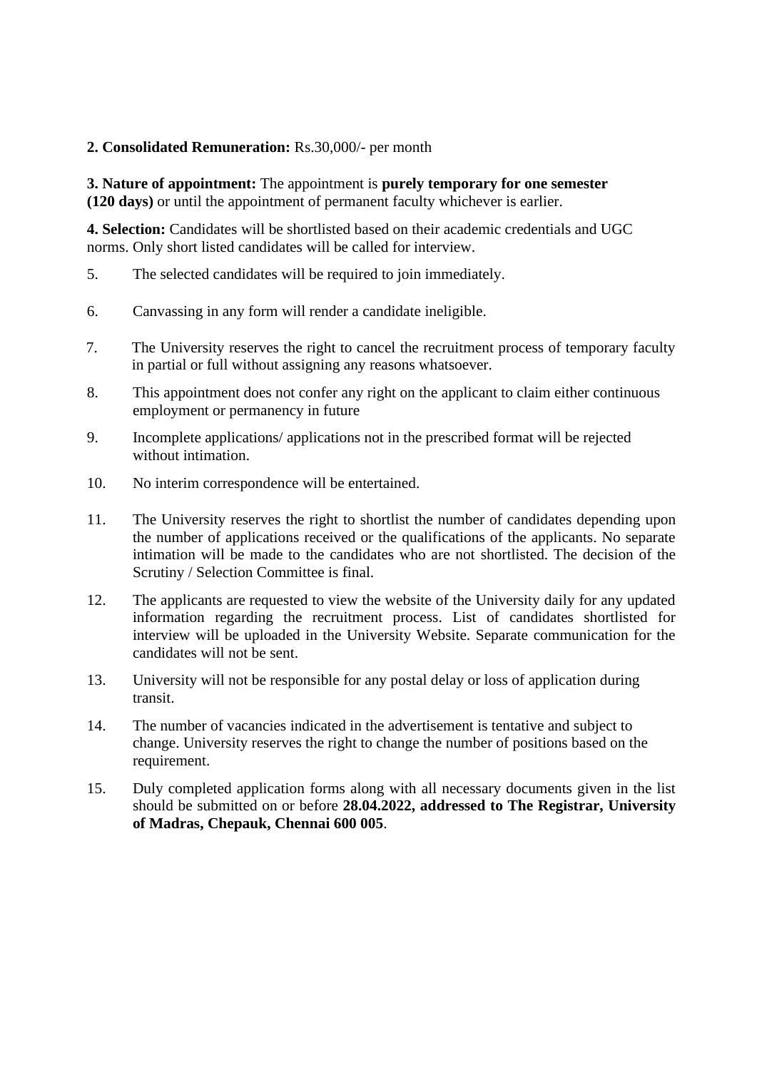**2. Consolidated Remuneration:** Rs.30,000/- per month

**3. Nature of appointment:** The appointment is **purely temporary for one semester (120 days)** or until the appointment of permanent faculty whichever is earlier.

**4. Selection:** Candidates will be shortlisted based on their academic credentials and UGC norms. Only short listed candidates will be called for interview.

5. The selected candidates will be required to join immediately.

6. Canvassing in any form will render a candidate ineligible.

7. The University reserves the right to cancel the recruitment process of temporary faculty in partial or full without assigning any reasons whatsoever.

8. This appointment does not confer any right on the applicant to claim either continuous employment or permanency in future

9. Incomplete applications/ applications not in the prescribed format will be rejected without intimation.

10. No interim correspondence will be entertained.

11. The University reserves the right to shortlist the number of candidates depending upon the number of applications received or the qualifications of the applicants. No separate intimation will be made to the candidates who are not shortlisted. The decision of the Scrutiny / Selection Committee is final.

12. The applicants are requested to view the website of the University daily for any updated information regarding the recruitment process. List of candidates shortlisted for interview will be uploaded in the University Website. Separate communication for the candidates will not be sent.

13. University will not be responsible for any postal delay or loss of application during transit.

14. The number of vacancies indicated in the advertisement is tentative and subject to change. University reserves the right to change the number of positions based on the requirement.

15. Duly completed application forms along with all necessary documents given in the list should be submitted on or before **28.04.2022, addressed to The Registrar, University of Madras, Chepauk, Chennai 600 005**.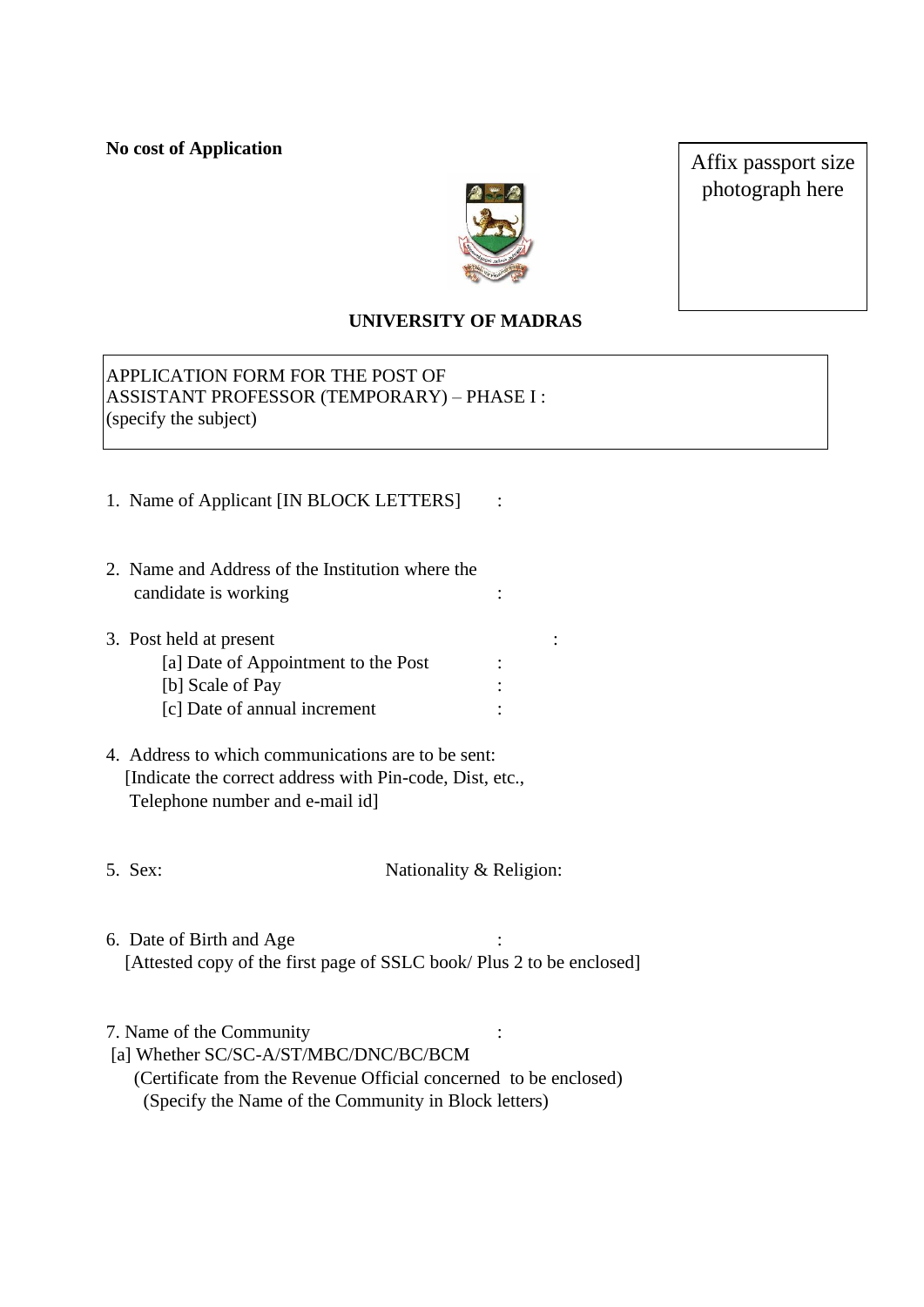**No cost of Application**

Affix passport size photograph here

**UNIVERSITY OF MADRAS**

APPLICATION FORM FOR THE POST OF
ASSISTANT PROFESSOR (TEMPORARY) – PHASE I :
(specify the subject)

1. Name of Applicant [IN BLOCK LETTERS] :

2. Name and Address of the Institution where the candidate is working :

3. Post held at present :
   [a] Date of Appointment to the Post :
   [b] Scale of Pay :
   [c] Date of annual increment :

4. Address to which communications are to be sent:
   [Indicate the correct address with Pin-code, Dist, etc., Telephone number and e-mail id]

5. Sex: Nationality & Religion:

6. Date of Birth and Age :
   [Attested copy of the first page of SSLC book/ Plus 2 to be enclosed]

7. Name of the Community :
   [a] Whether SC/SC-A/ST/MBC/DNC/BC/BCM
   (Certificate from the Revenue Official concerned to be enclosed)
   (Specify the Name of the Community in Block letters)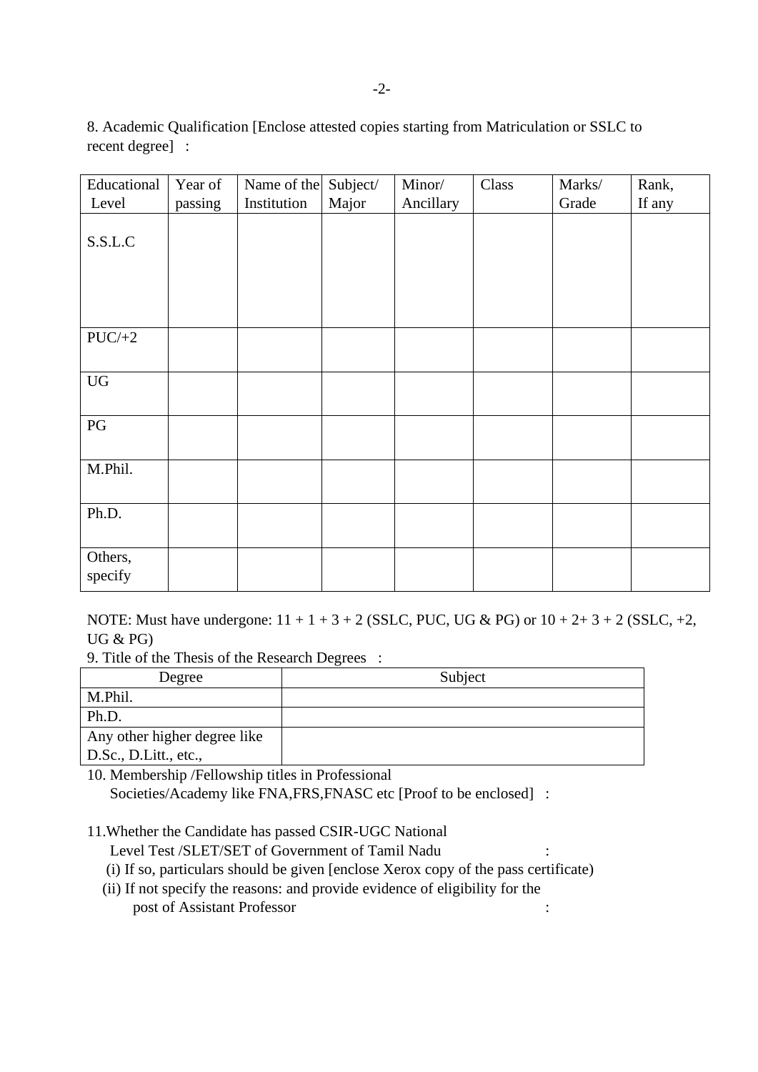8. Academic Qualification [Enclose attested copies starting from Matriculation or SSLC to recent degree] :

| Educational Level | Year of passing | Name of the Institution | Subject/ Major | Minor/ Ancillary | Class | Marks/ Grade | Rank, If any |
|---|---|---|---|---|---|---|---|
| S.S.L.C | | | | | | | |
| PUC/+2 | | | | | | | |
| UG | | | | | | | |
| PG | | | | | | | |
| M.Phil. | | | | | | | |
| Ph.D. | | | | | | | |
| Others, specify | | | | | | | |

NOTE: Must have undergone: 11 + 1 + 3 + 2 (SSLC, PUC, UG & PG) or 10 + 2+ 3 + 2 (SSLC, +2, UG & PG)

9. Title of the Thesis of the Research Degrees :

| Degree | Subject |
|---|---|
| M.Phil. | |
| Ph.D. | |
| Any other higher degree like D.Sc., D.Litt., etc., | |

10. Membership /Fellowship titles in Professional Societies/Academy like FNA,FRS,FNASC etc [Proof to be enclosed] :

11. Whether the Candidate has passed CSIR-UGC National Level Test /SLET/SET of Government of Tamil Nadu :

(i) If so, particulars should be given [enclose Xerox copy of the pass certificate)

(ii) If not specify the reasons: and provide evidence of eligibility for the post of Assistant Professor :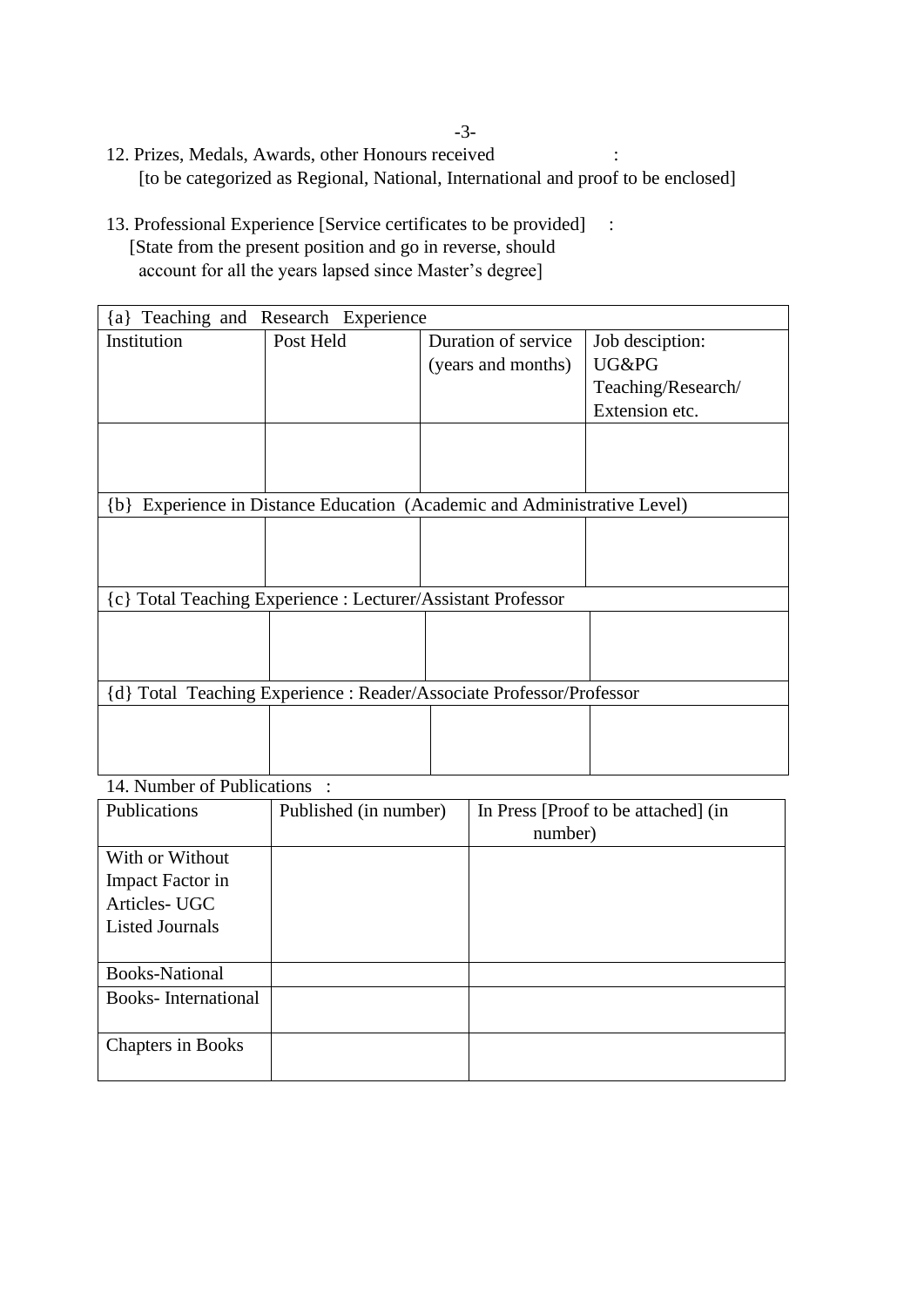12. Prizes, Medals, Awards, other Honours received :
    [to be categorized as Regional, National, International and proof to be enclosed]

13. Professional Experience [Service certificates to be provided] :
    [State from the present position and go in reverse, should account for all the years lapsed since Master's degree]

| {a} Teaching and Research Experience | | | |
|---|---|---|---|
| Institution | Post Held | Duration of service (years and months) | Job desciption: UG&PG Teaching/Research/ Extension etc. |
| | | | |
| {b} Experience in Distance Education (Academic and Administrative Level) | | | |
| | | | |
| {c} Total Teaching Experience : Lecturer/Assistant Professor | | | |
| | | | |
| {d} Total Teaching Experience : Reader/Associate Professor/Professor | | | |
| | | | |

14. Number of Publications :

| Publications | Published (in number) | In Press [Proof to be attached] (in number) |
|---|---|---|
| With or Without Impact Factor in Articles- UGC Listed Journals | | |
| Books-National | | |
| Books- International | | |
| Chapters in Books | | |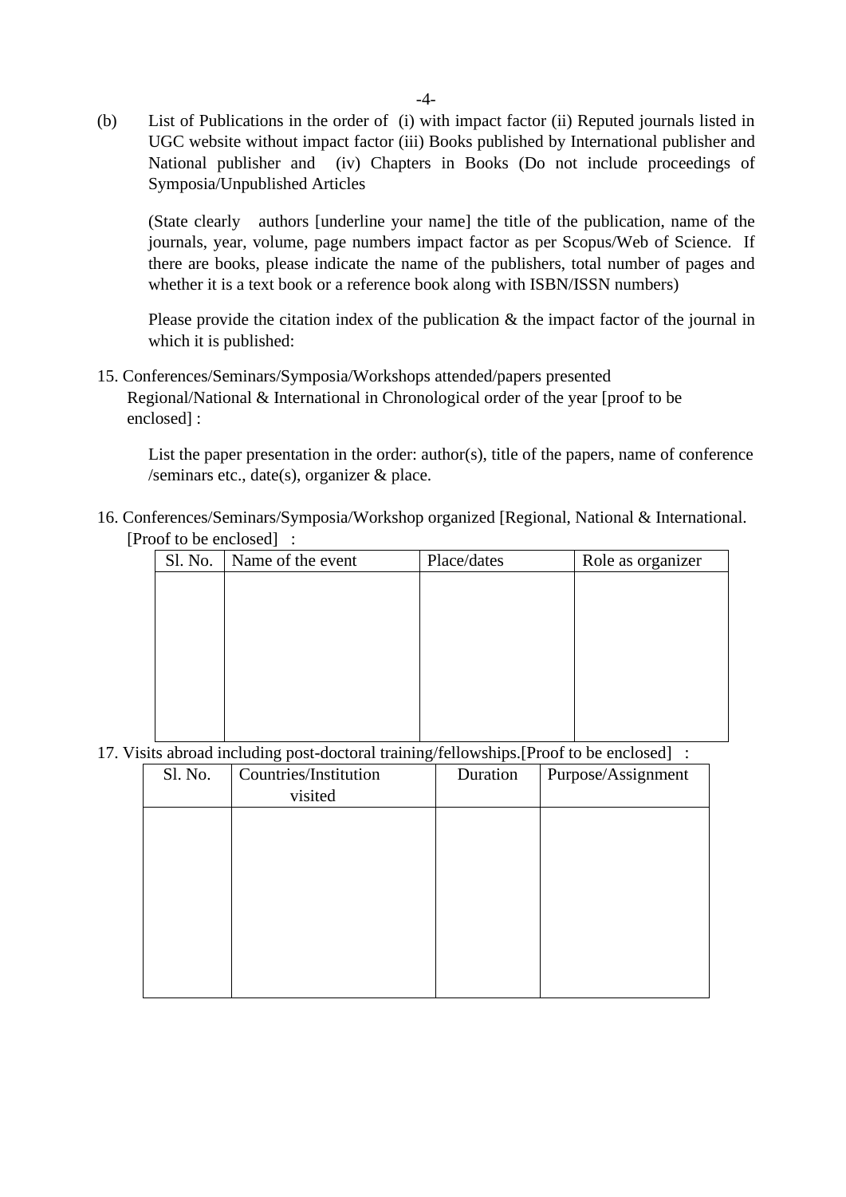(b) List of Publications in the order of (i) with impact factor (ii) Reputed journals listed in UGC website without impact factor (iii) Books published by International publisher and National publisher and (iv) Chapters in Books (Do not include proceedings of Symposia/Unpublished Articles

(State clearly authors [underline your name] the title of the publication, name of the journals, year, volume, page numbers impact factor as per Scopus/Web of Science. If there are books, please indicate the name of the publishers, total number of pages and whether it is a text book or a reference book along with ISBN/ISSN numbers)

Please provide the citation index of the publication & the impact factor of the journal in which it is published:

15. Conferences/Seminars/Symposia/Workshops attended/papers presented Regional/National & International in Chronological order of the year [proof to be enclosed] :

List the paper presentation in the order: author(s), title of the papers, name of conference /seminars etc., date(s), organizer & place.

16. Conferences/Seminars/Symposia/Workshop organized [Regional, National & International. [Proof to be enclosed] :

| Sl. No. | Name of the event | Place/dates | Role as organizer |
|---|---|---|---|
| | | | |

17. Visits abroad including post-doctoral training/fellowships.[Proof to be enclosed] :

| Sl. No. | Countries/Institution visited | Duration | Purpose/Assignment |
|---|---|---|---|
| | | | |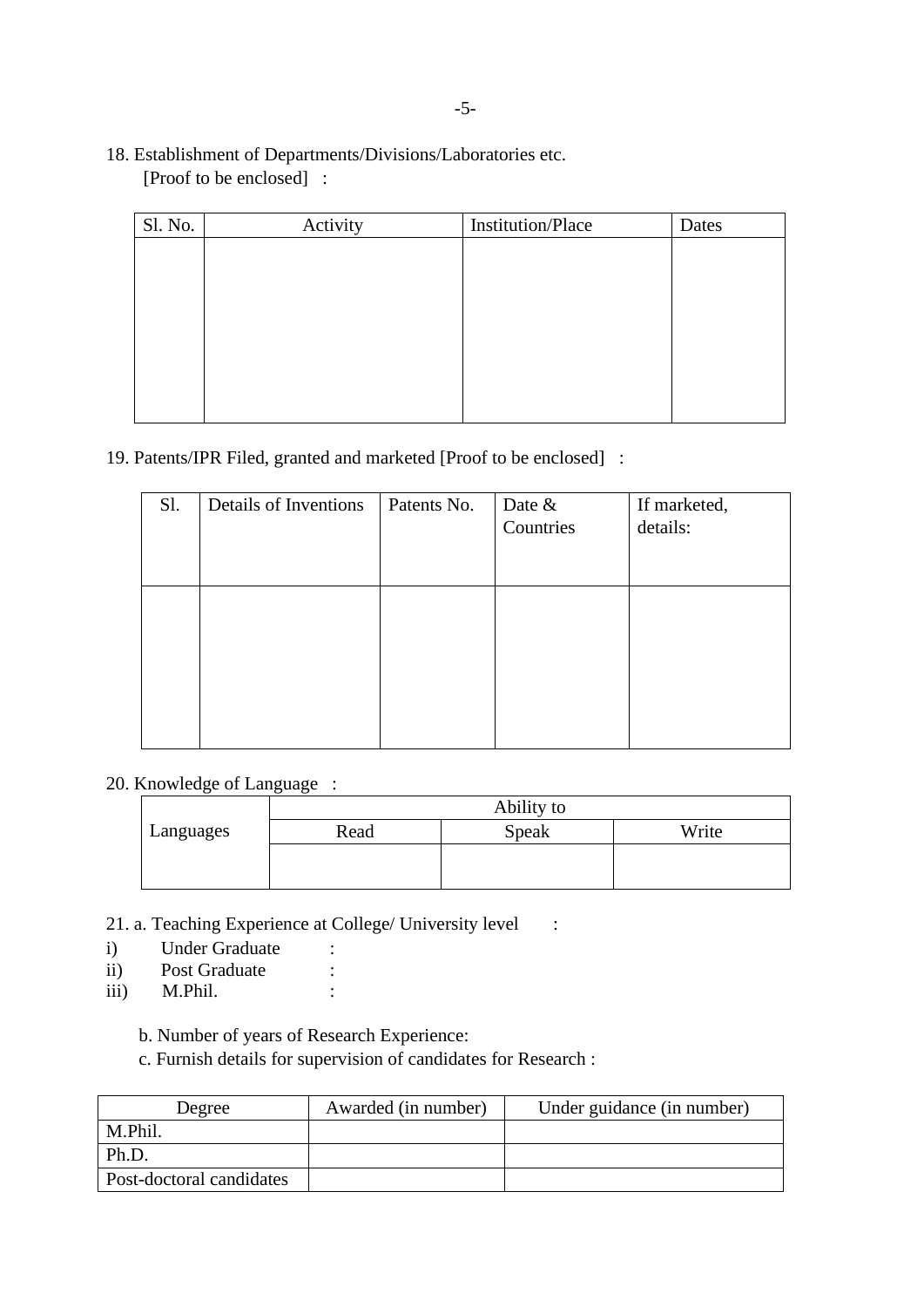18. Establishment of Departments/Divisions/Laboratories etc.
    [Proof to be enclosed] :

| Sl. No. | Activity | Institution/Place | Dates |
|---|---|---|---|
| | | | |

19. Patents/IPR Filed, granted and marketed [Proof to be enclosed] :

| Sl. | Details of Inventions | Patents No. | Date & Countries | If marketed, details: |
|---|---|---|---|---|
| | | | | |

20. Knowledge of Language :

| Languages | Ability to | | |
|---|---|---|---|
| | Read | Speak | Write |
| | | | |

21. a. Teaching Experience at College/ University level :

i) Under Graduate :
ii) Post Graduate :
iii) M.Phil. :

b. Number of years of Research Experience:

c. Furnish details for supervision of candidates for Research :

| Degree | Awarded (in number) | Under guidance (in number) |
|---|---|---|
| M.Phil. | | |
| Ph.D. | | |
| Post-doctoral candidates | | |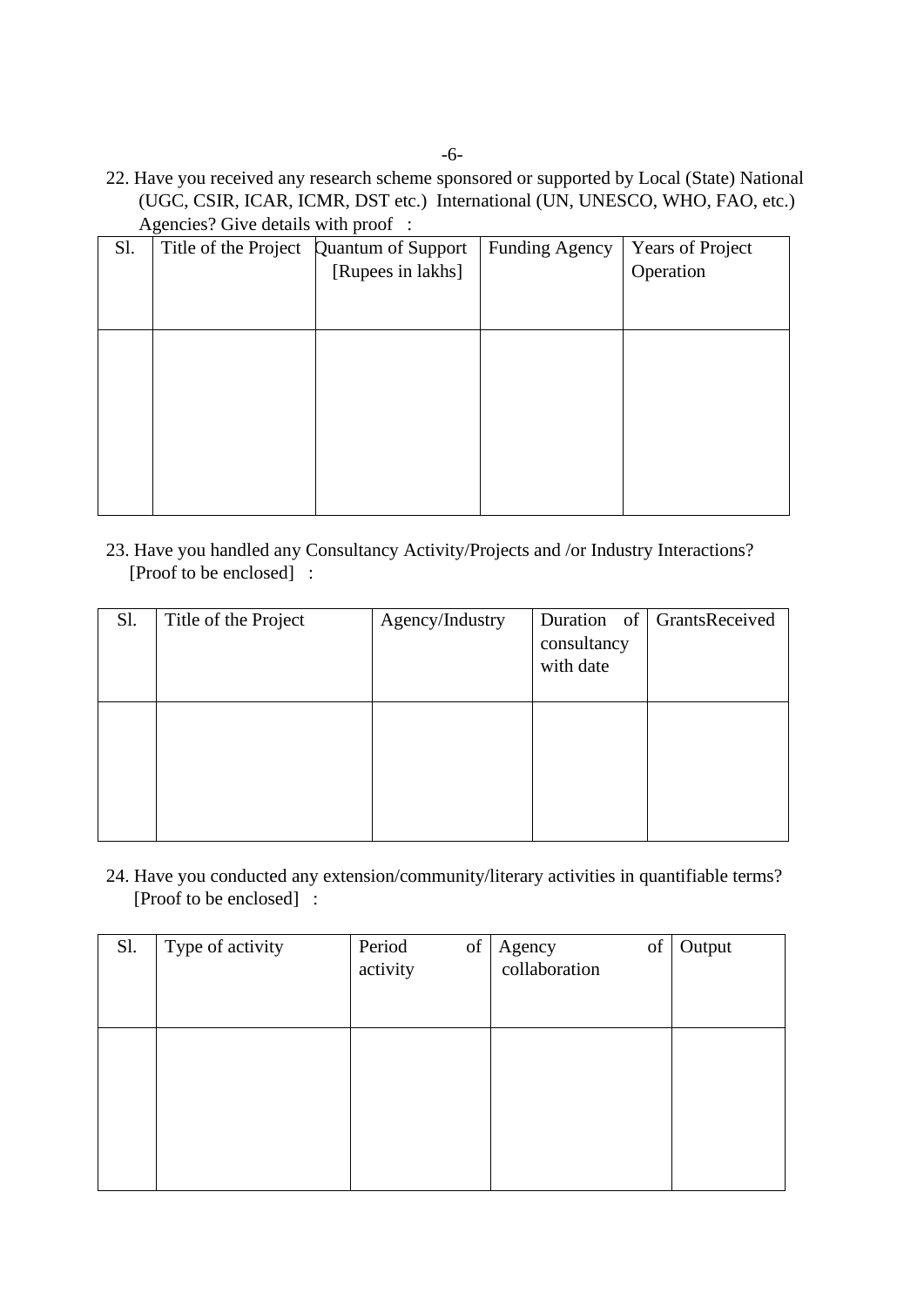22. Have you received any research scheme sponsored or supported by Local (State) National (UGC, CSIR, ICAR, ICMR, DST etc.) International (UN, UNESCO, WHO, FAO, etc.) Agencies? Give details with proof :

| Sl. | Title of the Project | Quantum of Support [Rupees in lakhs] | Funding Agency | Years of Project Operation |
|---|---|---|---|---|
| | | | | |

23. Have you handled any Consultancy Activity/Projects and /or Industry Interactions? [Proof to be enclosed] :

| Sl. | Title of the Project | Agency/Industry | Duration of consultancy with date | GrantsReceived |
|---|---|---|---|---|
| | | | | |

24. Have you conducted any extension/community/literary activities in quantifiable terms? [Proof to be enclosed] :

| Sl. | Type of activity | Period of activity | Agency of collaboration | Output |
|---|---|---|---|---|
| | | | | |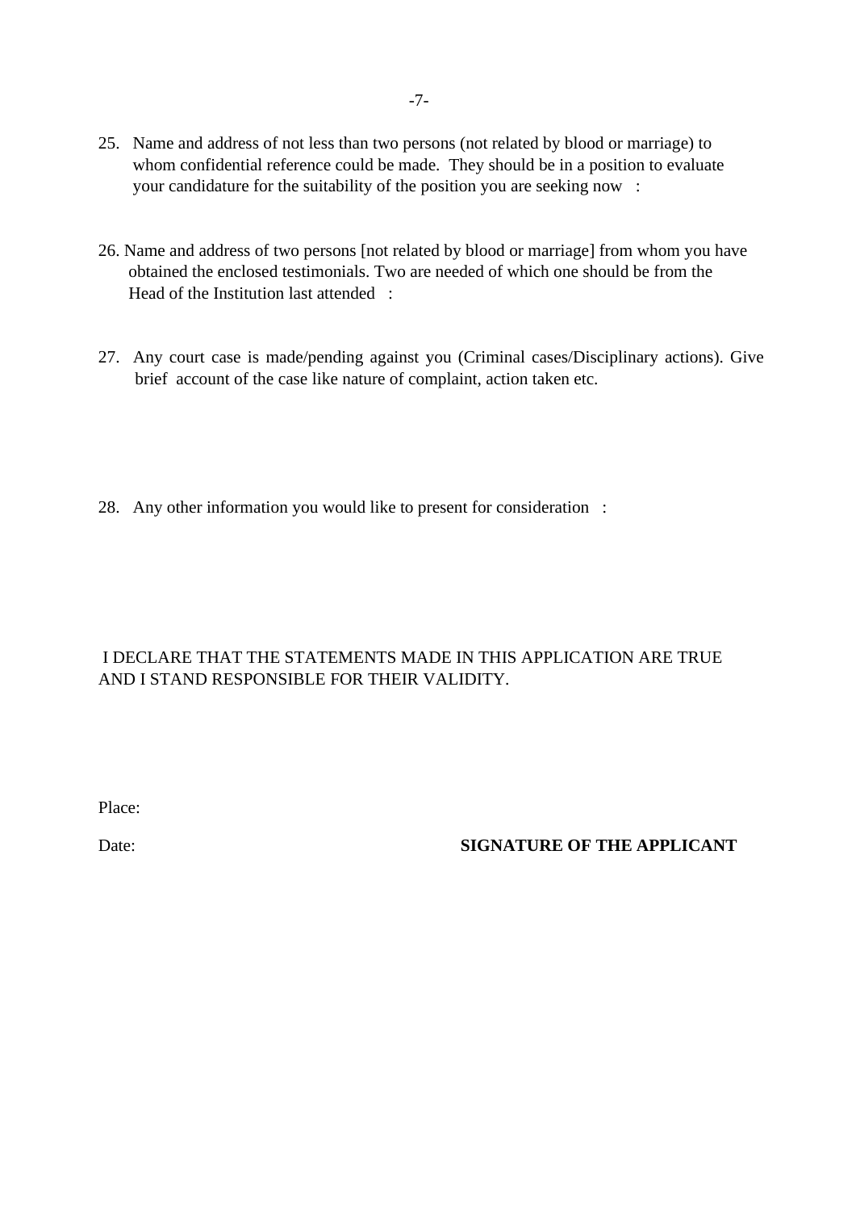25. Name and address of not less than two persons (not related by blood or marriage) to whom confidential reference could be made. They should be in a position to evaluate your candidature for the suitability of the position you are seeking now :

26. Name and address of two persons [not related by blood or marriage] from whom you have obtained the enclosed testimonials. Two are needed of which one should be from the Head of the Institution last attended :

27. Any court case is made/pending against you (Criminal cases/Disciplinary actions). Give brief account of the case like nature of complaint, action taken etc.

28. Any other information you would like to present for consideration :

I DECLARE THAT THE STATEMENTS MADE IN THIS APPLICATION ARE TRUE AND I STAND RESPONSIBLE FOR THEIR VALIDITY.

Place:

Date: **SIGNATURE OF THE APPLICANT**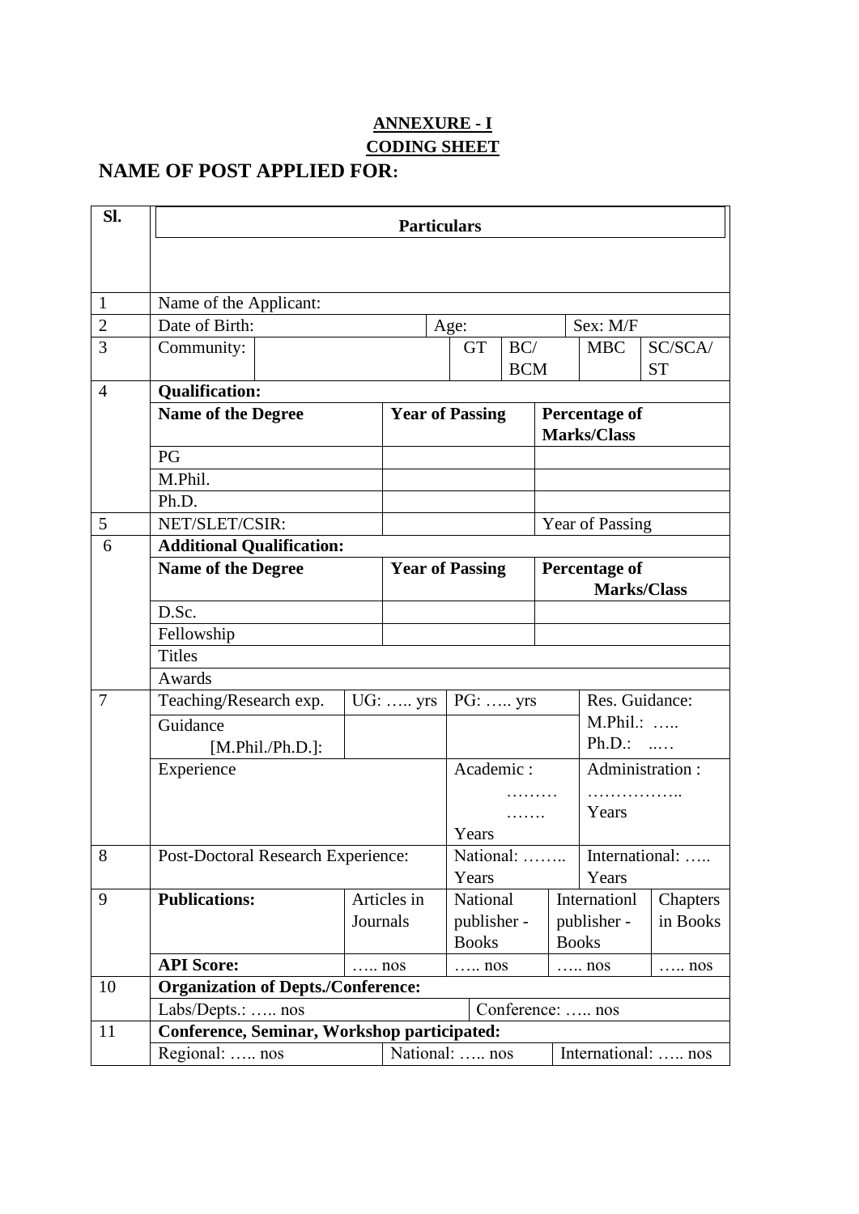**ANNEXURE - I**

**CODING SHEET**

## NAME OF POST APPLIED FOR:

| Sl. | Particulars | | | | | | |
|---|---|---|---|---|---|---|---|
| 1 | Name of the Applicant: | | | | | | |
| 2 | Date of Birth: | | | Age: | | Sex: M/F | |
| 3 | Community: | | | GT | BC/ BCM | MBC | SC/SCA/ ST |
| 4 | **Qualification:** | | | | | | |
| | **Name of the Degree** | | **Year of Passing** | | **Percentage of Marks/Class** | | |
| | PG | | | | | | |
| | M.Phil. | | | | | | |
| | Ph.D. | | | | | | |
| 5 | NET/SLET/CSIR: | | | | Year of Passing | | |
| 6 | **Additional Qualification:** | | | | | | |
| | **Name of the Degree** | | **Year of Passing** | | **Percentage of Marks/Class** | | |
| | D.Sc. | | | | | | |
| | Fellowship | | | | | | |
| | Titles | | | | | | |
| | Awards | | | | | | |
| 7 | Teaching/Research exp. | UG: ….. yrs | PG: ….. yrs | | Res. Guidance: | | |
| | Guidance [M.Phil./Ph.D.]: | | | | M.Phil.: ….. Ph.D.: ..… | | |
| | Experience | | Academic : ……… ……. Years | | Administration : …………….. Years | | |
| 8 | Post-Doctoral Research Experience: | | National: …….. Years | | International: ….. Years | | |
| 9 | **Publications:** | Articles in Journals | National publisher - Books | | Internationl publisher - Books | | Chapters in Books |
| | **API Score:** | ….. nos | ….. nos | | ….. nos | | ….. nos |
| 10 | **Organization of Depts./Conference:** | | | | | | |
| | Labs/Depts.: ….. nos | | | Conference: ….. nos | | | |
| 11 | **Conference, Seminar, Workshop participated:** | | | | | | |
| | Regional: ….. nos | | National: ….. nos | | International: ….. nos | | |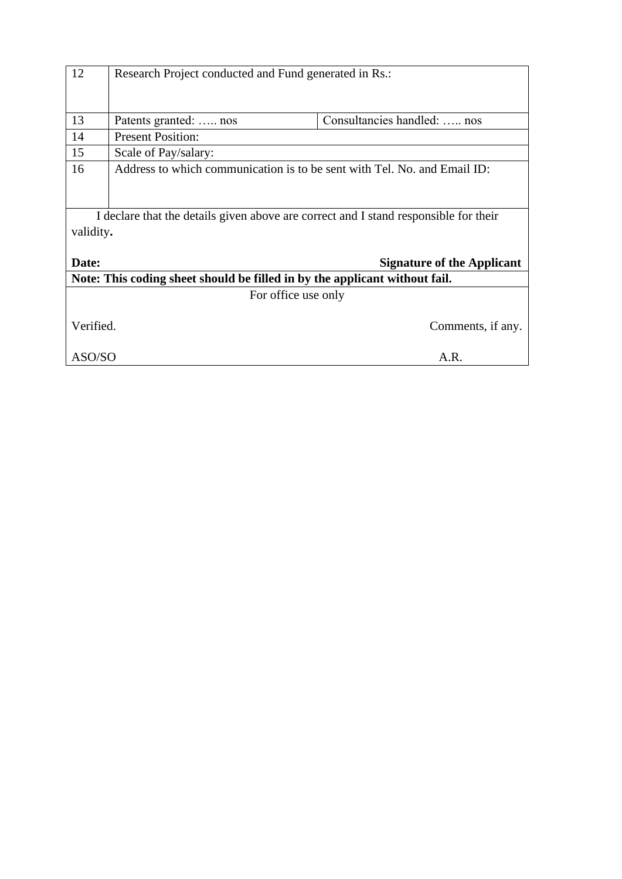| 12 | Research Project conducted and Fund generated in Rs.: | |
|---|---|---|
| 13 | Patents granted: ….. nos | Consultancies handled: ….. nos |
| 14 | Present Position: | |
| 15 | Scale of Pay/salary: | |
| 16 | Address to which communication is to be sent with Tel. No. and Email ID: | |

I declare that the details given above are correct and I stand responsible for their validity**.**

**Date:** **Signature of the Applicant**

**Note: This coding sheet should be filled in by the applicant without fail.**

For office use only

Verified. Comments, if any.

ASO/SO A.R.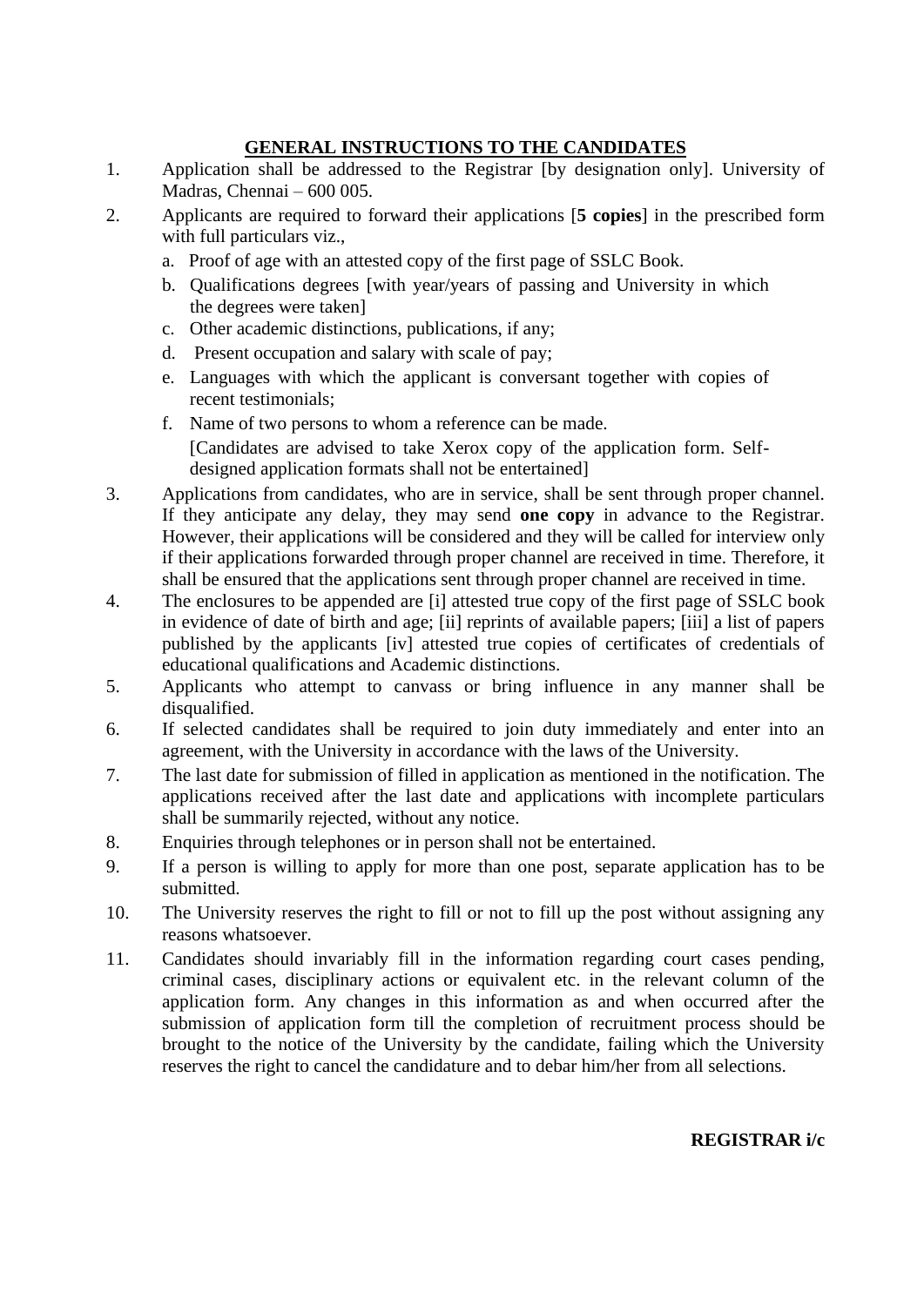## GENERAL INSTRUCTIONS TO THE CANDIDATES

1. Application shall be addressed to the Registrar [by designation only]. University of Madras, Chennai – 600 005.
2. Applicants are required to forward their applications [**5 copies**] in the prescribed form with full particulars viz.,
   a. Proof of age with an attested copy of the first page of SSLC Book.
   b. Qualifications degrees [with year/years of passing and University in which the degrees were taken]
   c. Other academic distinctions, publications, if any;
   d. Present occupation and salary with scale of pay;
   e. Languages with which the applicant is conversant together with copies of recent testimonials;
   f. Name of two persons to whom a reference can be made.

   [Candidates are advised to take Xerox copy of the application form. Self-designed application formats shall not be entertained]
3. Applications from candidates, who are in service, shall be sent through proper channel. If they anticipate any delay, they may send **one copy** in advance to the Registrar. However, their applications will be considered and they will be called for interview only if their applications forwarded through proper channel are received in time. Therefore, it shall be ensured that the applications sent through proper channel are received in time.
4. The enclosures to be appended are [i] attested true copy of the first page of SSLC book in evidence of date of birth and age; [ii] reprints of available papers; [iii] a list of papers published by the applicants [iv] attested true copies of certificates of credentials of educational qualifications and Academic distinctions.
5. Applicants who attempt to canvass or bring influence in any manner shall be disqualified.
6. If selected candidates shall be required to join duty immediately and enter into an agreement, with the University in accordance with the laws of the University.
7. The last date for submission of filled in application as mentioned in the notification. The applications received after the last date and applications with incomplete particulars shall be summarily rejected, without any notice.
8. Enquiries through telephones or in person shall not be entertained.
9. If a person is willing to apply for more than one post, separate application has to be submitted.
10. The University reserves the right to fill or not to fill up the post without assigning any reasons whatsoever.
11. Candidates should invariably fill in the information regarding court cases pending, criminal cases, disciplinary actions or equivalent etc. in the relevant column of the application form. Any changes in this information as and when occurred after the submission of application form till the completion of recruitment process should be brought to the notice of the University by the candidate, failing which the University reserves the right to cancel the candidature and to debar him/her from all selections.

**REGISTRAR i/c**